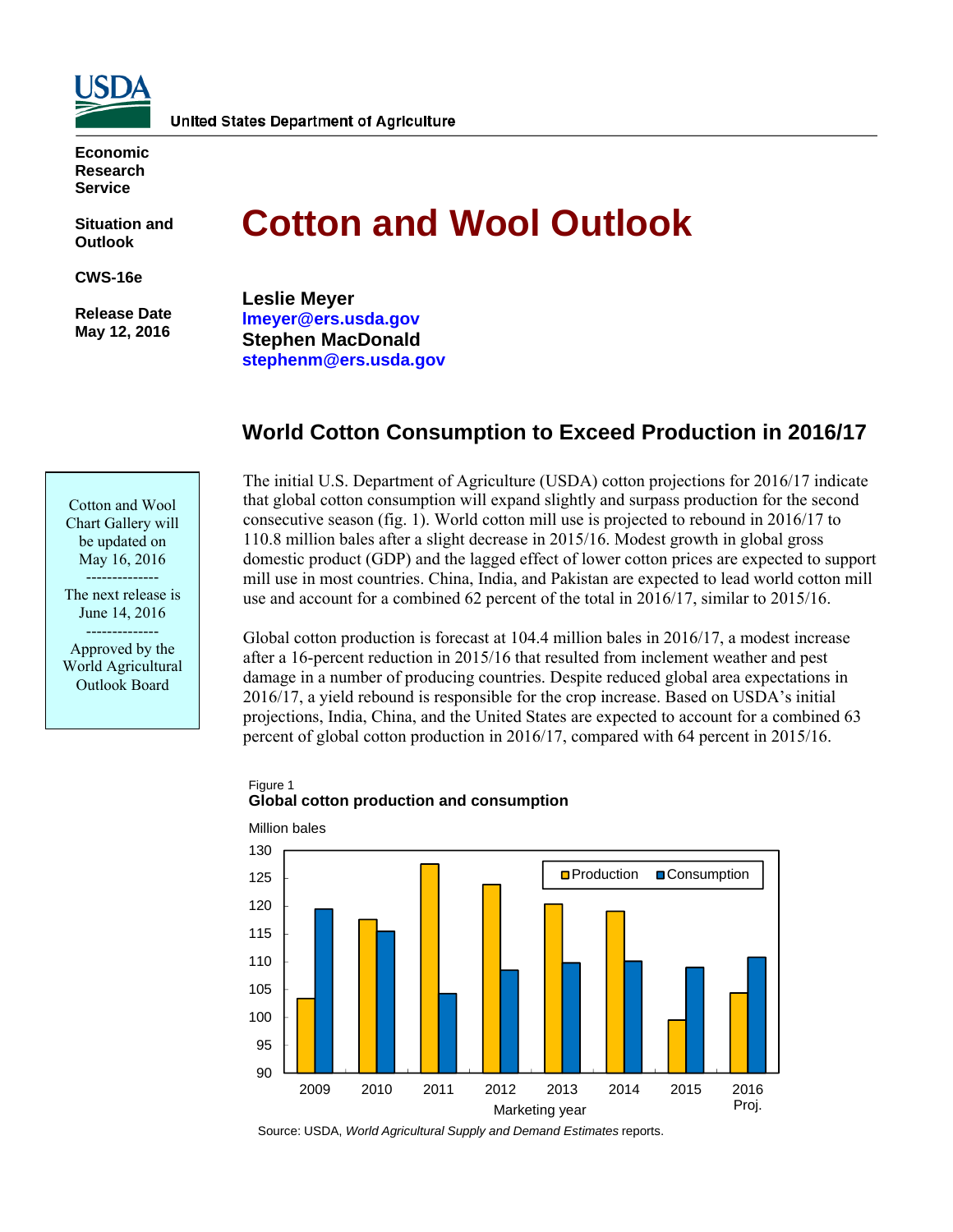United States Department of Agriculture

**Economic Research Service**

**Situation and Outlook**

**CWS-16e**

**Release Date May 12, 2016**

# Cotton and Wool Outlook

**Leslie Meyer**
**lmeyer@ers.usda.gov**
**Stephen MacDonald**
**stephenm@ers.usda.gov**

Cotton and Wool Chart Gallery will be updated on May 16, 2016

--------------

The next release is June 14, 2016

--------------

Approved by the World Agricultural Outlook Board

## World Cotton Consumption to Exceed Production in 2016/17

The initial U.S. Department of Agriculture (USDA) cotton projections for 2016/17 indicate that global cotton consumption will expand slightly and surpass production for the second consecutive season (fig. 1). World cotton mill use is projected to rebound in 2016/17 to 110.8 million bales after a slight decrease in 2015/16. Modest growth in global gross domestic product (GDP) and the lagged effect of lower cotton prices are expected to support mill use in most countries. China, India, and Pakistan are expected to lead world cotton mill use and account for a combined 62 percent of the total in 2016/17, similar to 2015/16.

Global cotton production is forecast at 104.4 million bales in 2016/17, a modest increase after a 16-percent reduction in 2015/16 that resulted from inclement weather and pest damage in a number of producing countries. Despite reduced global area expectations in 2016/17, a yield rebound is responsible for the crop increase. Based on USDA's initial projections, India, China, and the United States are expected to account for a combined 63 percent of global cotton production in 2016/17, compared with 64 percent in 2015/16.

Figure 1
**Global cotton production and consumption**

Million bales

| Marketing year | Production | Consumption |
|---|---|---|
| 2009 | 103.5 | 119.5 |
| 2010 | 117.5 | 115.5 |
| 2011 | 127.5 | 104.5 |
| 2012 | 124 | 108.5 |
| 2013 | 120.5 | 110 |
| 2014 | 119 | 110 |
| 2015 | 99.5 | 109 |
| 2016 Proj. | 104.4 | 110.8 |

Source: USDA, *World Agricultural Supply and Demand Estimates* reports.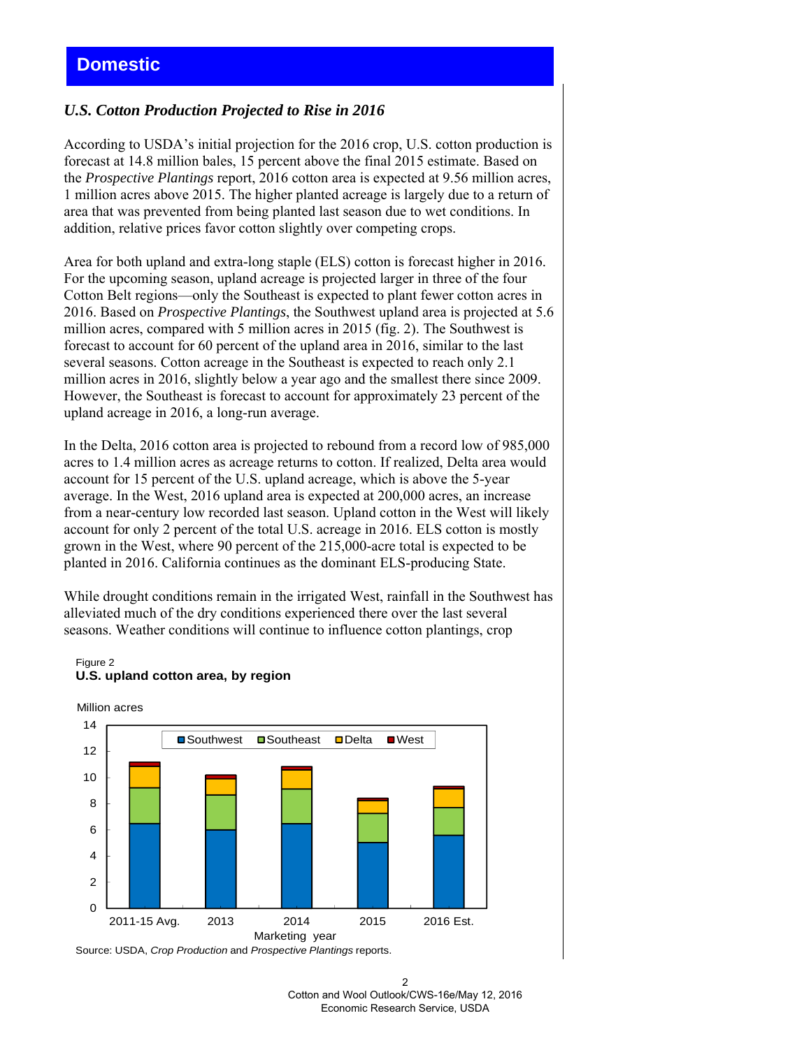## Domestic

### *U.S. Cotton Production Projected to Rise in 2016*

According to USDA's initial projection for the 2016 crop, U.S. cotton production is forecast at 14.8 million bales, 15 percent above the final 2015 estimate. Based on the *Prospective Plantings* report, 2016 cotton area is expected at 9.56 million acres, 1 million acres above 2015. The higher planted acreage is largely due to a return of area that was prevented from being planted last season due to wet conditions. In addition, relative prices favor cotton slightly over competing crops.

Area for both upland and extra-long staple (ELS) cotton is forecast higher in 2016. For the upcoming season, upland acreage is projected larger in three of the four Cotton Belt regions—only the Southeast is expected to plant fewer cotton acres in 2016. Based on *Prospective Plantings*, the Southwest upland area is projected at 5.6 million acres, compared with 5 million acres in 2015 (fig. 2). The Southwest is forecast to account for 60 percent of the upland area in 2016, similar to the last several seasons. Cotton acreage in the Southeast is expected to reach only 2.1 million acres in 2016, slightly below a year ago and the smallest there since 2009. However, the Southeast is forecast to account for approximately 23 percent of the upland acreage in 2016, a long-run average.

In the Delta, 2016 cotton area is projected to rebound from a record low of 985,000 acres to 1.4 million acres as acreage returns to cotton. If realized, Delta area would account for 15 percent of the U.S. upland acreage, which is above the 5-year average. In the West, 2016 upland area is expected at 200,000 acres, an increase from a near-century low recorded last season. Upland cotton in the West will likely account for only 2 percent of the total U.S. acreage in 2016. ELS cotton is mostly grown in the West, where 90 percent of the 215,000-acre total is expected to be planted in 2016. California continues as the dominant ELS-producing State.

While drought conditions remain in the irrigated West, rainfall in the Southwest has alleviated much of the dry conditions experienced there over the last several seasons. Weather conditions will continue to influence cotton plantings, crop

Figure 2
**U.S. upland cotton area, by region**

Source: USDA, *Crop Production* and *Prospective Plantings* reports.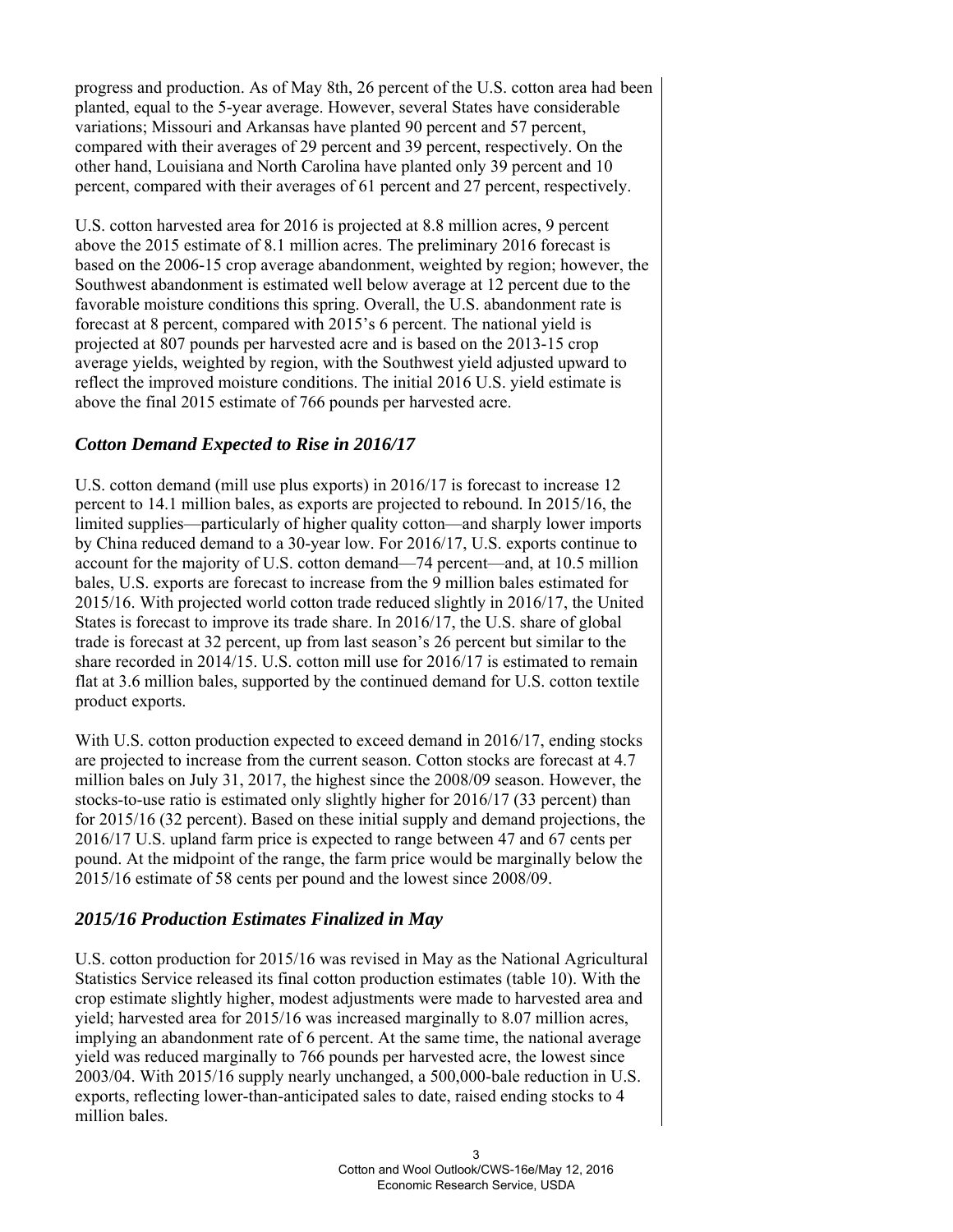progress and production. As of May 8th, 26 percent of the U.S. cotton area had been planted, equal to the 5-year average. However, several States have considerable variations; Missouri and Arkansas have planted 90 percent and 57 percent, compared with their averages of 29 percent and 39 percent, respectively. On the other hand, Louisiana and North Carolina have planted only 39 percent and 10 percent, compared with their averages of 61 percent and 27 percent, respectively.

U.S. cotton harvested area for 2016 is projected at 8.8 million acres, 9 percent above the 2015 estimate of 8.1 million acres. The preliminary 2016 forecast is based on the 2006-15 crop average abandonment, weighted by region; however, the Southwest abandonment is estimated well below average at 12 percent due to the favorable moisture conditions this spring. Overall, the U.S. abandonment rate is forecast at 8 percent, compared with 2015's 6 percent. The national yield is projected at 807 pounds per harvested acre and is based on the 2013-15 crop average yields, weighted by region, with the Southwest yield adjusted upward to reflect the improved moisture conditions. The initial 2016 U.S. yield estimate is above the final 2015 estimate of 766 pounds per harvested acre.

## *Cotton Demand Expected to Rise in 2016/17*

U.S. cotton demand (mill use plus exports) in 2016/17 is forecast to increase 12 percent to 14.1 million bales, as exports are projected to rebound. In 2015/16, the limited supplies—particularly of higher quality cotton—and sharply lower imports by China reduced demand to a 30-year low. For 2016/17, U.S. exports continue to account for the majority of U.S. cotton demand—74 percent—and, at 10.5 million bales, U.S. exports are forecast to increase from the 9 million bales estimated for 2015/16. With projected world cotton trade reduced slightly in 2016/17, the United States is forecast to improve its trade share. In 2016/17, the U.S. share of global trade is forecast at 32 percent, up from last season's 26 percent but similar to the share recorded in 2014/15. U.S. cotton mill use for 2016/17 is estimated to remain flat at 3.6 million bales, supported by the continued demand for U.S. cotton textile product exports.

With U.S. cotton production expected to exceed demand in 2016/17, ending stocks are projected to increase from the current season. Cotton stocks are forecast at 4.7 million bales on July 31, 2017, the highest since the 2008/09 season. However, the stocks-to-use ratio is estimated only slightly higher for 2016/17 (33 percent) than for 2015/16 (32 percent). Based on these initial supply and demand projections, the 2016/17 U.S. upland farm price is expected to range between 47 and 67 cents per pound. At the midpoint of the range, the farm price would be marginally below the 2015/16 estimate of 58 cents per pound and the lowest since 2008/09.

## *2015/16 Production Estimates Finalized in May*

U.S. cotton production for 2015/16 was revised in May as the National Agricultural Statistics Service released its final cotton production estimates (table 10). With the crop estimate slightly higher, modest adjustments were made to harvested area and yield; harvested area for 2015/16 was increased marginally to 8.07 million acres, implying an abandonment rate of 6 percent. At the same time, the national average yield was reduced marginally to 766 pounds per harvested acre, the lowest since 2003/04. With 2015/16 supply nearly unchanged, a 500,000-bale reduction in U.S. exports, reflecting lower-than-anticipated sales to date, raised ending stocks to 4 million bales.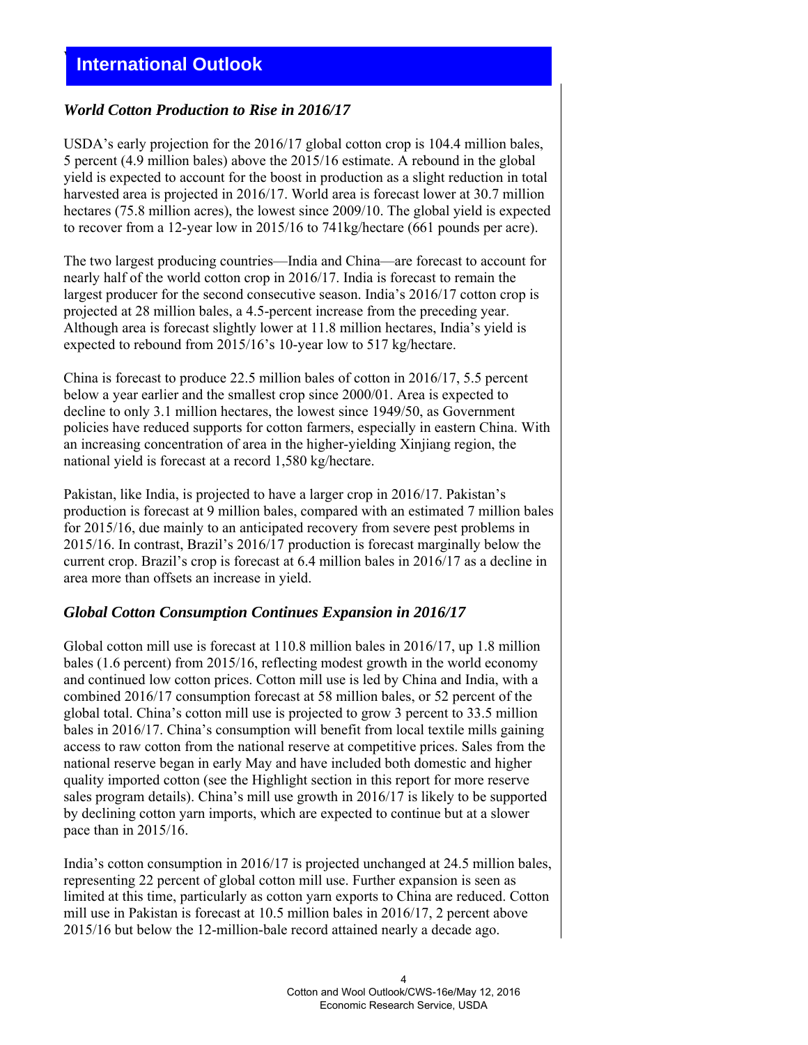# International Outlook

### *World Cotton Production to Rise in 2016/17*

USDA's early projection for the 2016/17 global cotton crop is 104.4 million bales, 5 percent (4.9 million bales) above the 2015/16 estimate. A rebound in the global yield is expected to account for the boost in production as a slight reduction in total harvested area is projected in 2016/17. World area is forecast lower at 30.7 million hectares (75.8 million acres), the lowest since 2009/10. The global yield is expected to recover from a 12-year low in 2015/16 to 741kg/hectare (661 pounds per acre).

The two largest producing countries—India and China—are forecast to account for nearly half of the world cotton crop in 2016/17. India is forecast to remain the largest producer for the second consecutive season. India's 2016/17 cotton crop is projected at 28 million bales, a 4.5-percent increase from the preceding year. Although area is forecast slightly lower at 11.8 million hectares, India's yield is expected to rebound from 2015/16's 10-year low to 517 kg/hectare.

China is forecast to produce 22.5 million bales of cotton in 2016/17, 5.5 percent below a year earlier and the smallest crop since 2000/01. Area is expected to decline to only 3.1 million hectares, the lowest since 1949/50, as Government policies have reduced supports for cotton farmers, especially in eastern China. With an increasing concentration of area in the higher-yielding Xinjiang region, the national yield is forecast at a record 1,580 kg/hectare.

Pakistan, like India, is projected to have a larger crop in 2016/17. Pakistan's production is forecast at 9 million bales, compared with an estimated 7 million bales for 2015/16, due mainly to an anticipated recovery from severe pest problems in 2015/16. In contrast, Brazil's 2016/17 production is forecast marginally below the current crop. Brazil's crop is forecast at 6.4 million bales in 2016/17 as a decline in area more than offsets an increase in yield.

### *Global Cotton Consumption Continues Expansion in 2016/17*

Global cotton mill use is forecast at 110.8 million bales in 2016/17, up 1.8 million bales (1.6 percent) from 2015/16, reflecting modest growth in the world economy and continued low cotton prices. Cotton mill use is led by China and India, with a combined 2016/17 consumption forecast at 58 million bales, or 52 percent of the global total. China's cotton mill use is projected to grow 3 percent to 33.5 million bales in 2016/17. China's consumption will benefit from local textile mills gaining access to raw cotton from the national reserve at competitive prices. Sales from the national reserve began in early May and have included both domestic and higher quality imported cotton (see the Highlight section in this report for more reserve sales program details). China's mill use growth in 2016/17 is likely to be supported by declining cotton yarn imports, which are expected to continue but at a slower pace than in 2015/16.

India's cotton consumption in 2016/17 is projected unchanged at 24.5 million bales, representing 22 percent of global cotton mill use. Further expansion is seen as limited at this time, particularly as cotton yarn exports to China are reduced. Cotton mill use in Pakistan is forecast at 10.5 million bales in 2016/17, 2 percent above 2015/16 but below the 12-million-bale record attained nearly a decade ago.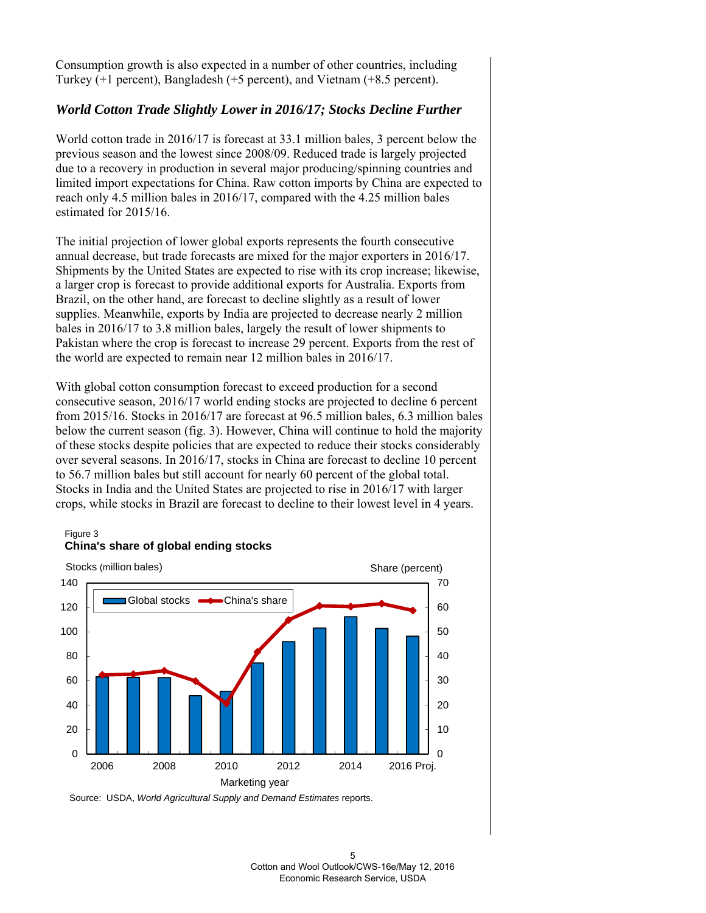Consumption growth is also expected in a number of other countries, including Turkey (+1 percent), Bangladesh (+5 percent), and Vietnam (+8.5 percent).

### *World Cotton Trade Slightly Lower in 2016/17; Stocks Decline Further*

World cotton trade in 2016/17 is forecast at 33.1 million bales, 3 percent below the previous season and the lowest since 2008/09. Reduced trade is largely projected due to a recovery in production in several major producing/spinning countries and limited import expectations for China. Raw cotton imports by China are expected to reach only 4.5 million bales in 2016/17, compared with the 4.25 million bales estimated for 2015/16.

The initial projection of lower global exports represents the fourth consecutive annual decrease, but trade forecasts are mixed for the major exporters in 2016/17. Shipments by the United States are expected to rise with its crop increase; likewise, a larger crop is forecast to provide additional exports for Australia. Exports from Brazil, on the other hand, are forecast to decline slightly as a result of lower supplies. Meanwhile, exports by India are projected to decrease nearly 2 million bales in 2016/17 to 3.8 million bales, largely the result of lower shipments to Pakistan where the crop is forecast to increase 29 percent. Exports from the rest of the world are expected to remain near 12 million bales in 2016/17.

With global cotton consumption forecast to exceed production for a second consecutive season, 2016/17 world ending stocks are projected to decline 6 percent from 2015/16. Stocks in 2016/17 are forecast at 96.5 million bales, 6.3 million bales below the current season (fig. 3). However, China will continue to hold the majority of these stocks despite policies that are expected to reduce their stocks considerably over several seasons. In 2016/17, stocks in China are forecast to decline 10 percent to 56.7 million bales but still account for nearly 60 percent of the global total. Stocks in India and the United States are projected to rise in 2016/17 with larger crops, while stocks in Brazil are forecast to decline to their lowest level in 4 years.

Figure 3
**China's share of global ending stocks**

Source: USDA, *World Agricultural Supply and Demand Estimates* reports.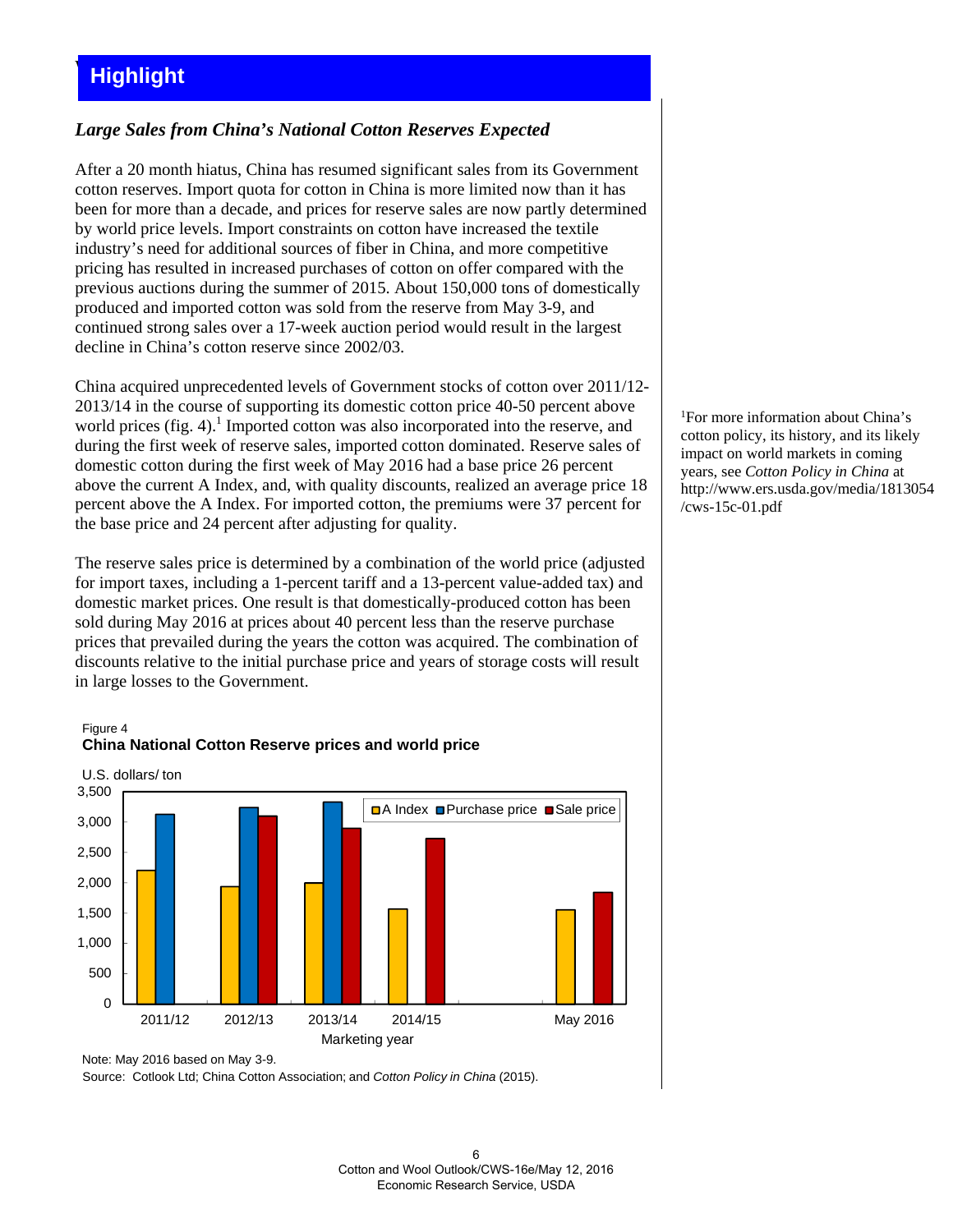# Highlight

## *Large Sales from China's National Cotton Reserves Expected*

After a 20 month hiatus, China has resumed significant sales from its Government cotton reserves. Import quota for cotton in China is more limited now than it has been for more than a decade, and prices for reserve sales are now partly determined by world price levels. Import constraints on cotton have increased the textile industry's need for additional sources of fiber in China, and more competitive pricing has resulted in increased purchases of cotton on offer compared with the previous auctions during the summer of 2015. About 150,000 tons of domestically produced and imported cotton was sold from the reserve from May 3-9, and continued strong sales over a 17-week auction period would result in the largest decline in China's cotton reserve since 2002/03.

China acquired unprecedented levels of Government stocks of cotton over 2011/12-2013/14 in the course of supporting its domestic cotton price 40-50 percent above world prices (fig. 4).[1] Imported cotton was also incorporated into the reserve, and during the first week of reserve sales, imported cotton dominated. Reserve sales of domestic cotton during the first week of May 2016 had a base price 26 percent above the current A Index, and, with quality discounts, realized an average price 18 percent above the A Index. For imported cotton, the premiums were 37 percent for the base price and 24 percent after adjusting for quality.

[1]For more information about China's cotton policy, its history, and its likely impact on world markets in coming years, see *Cotton Policy in China* at http://www.ers.usda.gov/media/1813054/cws-15c-01.pdf

The reserve sales price is determined by a combination of the world price (adjusted for import taxes, including a 1-percent tariff and a 13-percent value-added tax) and domestic market prices. One result is that domestically-produced cotton has been sold during May 2016 at prices about 40 percent less than the reserve purchase prices that prevailed during the years the cotton was acquired. The combination of discounts relative to the initial purchase price and years of storage costs will result in large losses to the Government.

Figure 4
**China National Cotton Reserve prices and world price**

U.S. dollars/ton

| Marketing year | A Index | Purchase price | Sale price |
|---|---|---|---|
| 2011/12 | ~2,200 | ~3,130 | |
| 2012/13 | ~1,940 | ~3,240 | ~3,100 |
| 2013/14 | ~2,000 | ~3,330 | ~2,900 |
| 2014/15 | ~1,570 | | ~2,740 |
| May 2016 | ~1,560 | | ~1,850 |

Note: May 2016 based on May 3-9.
Source: Cotlook Ltd; China Cotton Association; and *Cotton Policy in China* (2015).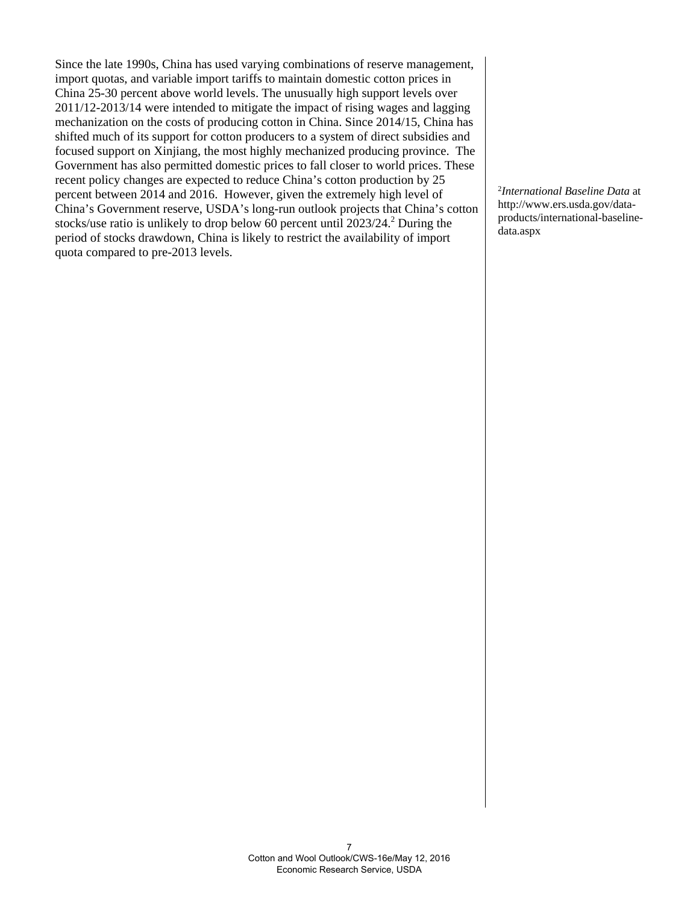Since the late 1990s, China has used varying combinations of reserve management, import quotas, and variable import tariffs to maintain domestic cotton prices in China 25-30 percent above world levels. The unusually high support levels over 2011/12-2013/14 were intended to mitigate the impact of rising wages and lagging mechanization on the costs of producing cotton in China. Since 2014/15, China has shifted much of its support for cotton producers to a system of direct subsidies and focused support on Xinjiang, the most highly mechanized producing province. The Government has also permitted domestic prices to fall closer to world prices. These recent policy changes are expected to reduce China's cotton production by 25 percent between 2014 and 2016. However, given the extremely high level of China's Government reserve, USDA's long-run outlook projects that China's cotton stocks/use ratio is unlikely to drop below 60 percent until 2023/24.[2] During the period of stocks drawdown, China is likely to restrict the availability of import quota compared to pre-2013 levels.

[2] *International Baseline Data* at http://www.ers.usda.gov/data-products/international-baseline-data.aspx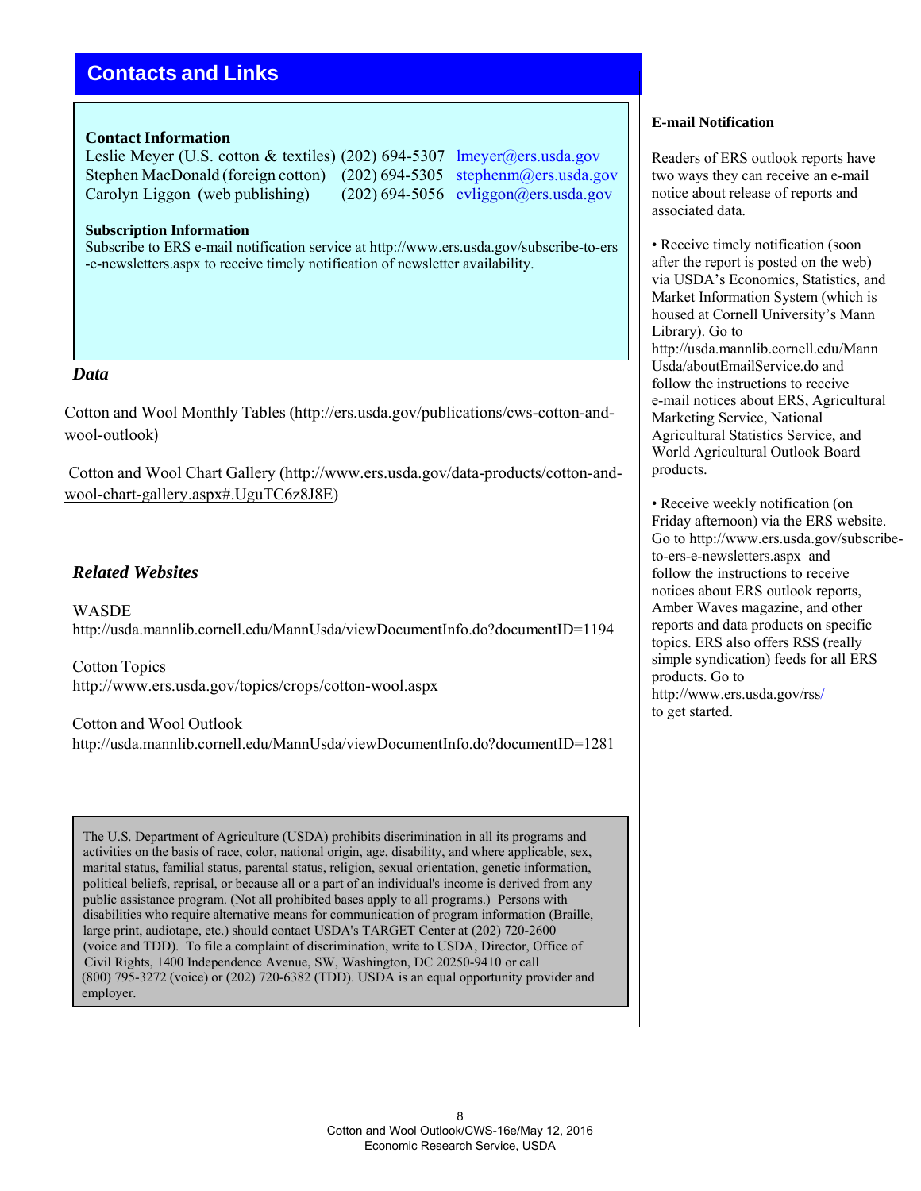## Contacts and Links

**Contact Information**

| | | |
|---|---|---|
| Leslie Meyer (U.S. cotton & textiles) | (202) 694-5307 | lmeyer@ers.usda.gov |
| Stephen MacDonald (foreign cotton) | (202) 694-5305 | stephenm@ers.usda.gov |
| Carolyn Liggon (web publishing) | (202) 694-5056 | cvliggon@ers.usda.gov |

**Subscription Information**

Subscribe to ERS e-mail notification service at http://www.ers.usda.gov/subscribe-to-ers-e-newsletters.aspx to receive timely notification of newsletter availability.

### *Data*

Cotton and Wool Monthly Tables (http://ers.usda.gov/publications/cws-cotton-and-wool-outlook)

Cotton and Wool Chart Gallery (http://www.ers.usda.gov/data-products/cotton-and-wool-chart-gallery.aspx#.UguTC6z8J8E)

### *Related Websites*

WASDE
http://usda.mannlib.cornell.edu/MannUsda/viewDocumentInfo.do?documentID=1194

Cotton Topics
http://www.ers.usda.gov/topics/crops/cotton-wool.aspx

Cotton and Wool Outlook
http://usda.mannlib.cornell.edu/MannUsda/viewDocumentInfo.do?documentID=1281

The U.S. Department of Agriculture (USDA) prohibits discrimination in all its programs and activities on the basis of race, color, national origin, age, disability, and where applicable, sex, marital status, familial status, parental status, religion, sexual orientation, genetic information, political beliefs, reprisal, or because all or a part of an individual's income is derived from any public assistance program. (Not all prohibited bases apply to all programs.) Persons with disabilities who require alternative means for communication of program information (Braille, large print, audiotape, etc.) should contact USDA's TARGET Center at (202) 720-2600 (voice and TDD). To file a complaint of discrimination, write to USDA, Director, Office of Civil Rights, 1400 Independence Avenue, SW, Washington, DC 20250-9410 or call (800) 795-3272 (voice) or (202) 720-6382 (TDD). USDA is an equal opportunity provider and employer.

**E-mail Notification**

Readers of ERS outlook reports have two ways they can receive an e-mail notice about release of reports and associated data.

- Receive timely notification (soon after the report is posted on the web) via USDA's Economics, Statistics, and Market Information System (which is housed at Cornell University's Mann Library). Go to http://usda.mannlib.cornell.edu/MannUsda/aboutEmailService.do and follow the instructions to receive e-mail notices about ERS, Agricultural Marketing Service, National Agricultural Statistics Service, and World Agricultural Outlook Board products.

- Receive weekly notification (on Friday afternoon) via the ERS website. Go to http://www.ers.usda.gov/subscribe-to-ers-e-newsletters.aspx and follow the instructions to receive notices about ERS outlook reports, Amber Waves magazine, and other reports and data products on specific topics. ERS also offers RSS (really simple syndication) feeds for all ERS products. Go to http://www.ers.usda.gov/rss/ to get started.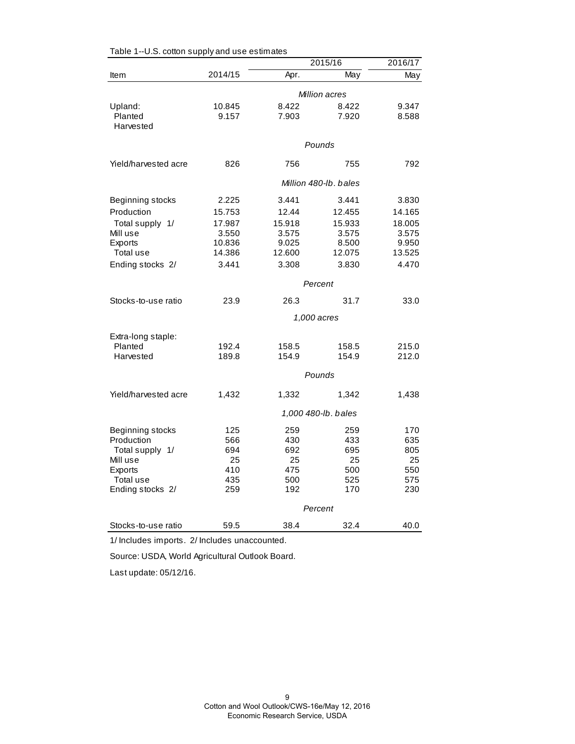Table 1--U.S. cotton supply and use estimates

| Item | 2014/15 | 2015/16 Apr. | 2015/16 May | 2016/17 May |
|---|---|---|---|---|
| | | *Million acres* | | |
| Upland: | 10.845 | 8.422 | 8.422 | 9.347 |
| Planted | 9.157 | 7.903 | 7.920 | 8.588 |
| Harvested | | | | |
| | | *Pounds* | | |
| Yield/harvested acre | 826 | 756 | 755 | 792 |
| | | *Million 480-lb. bales* | | |
| Beginning stocks | 2.225 | 3.441 | 3.441 | 3.830 |
| Production | 15.753 | 12.44 | 12.455 | 14.165 |
| Total supply 1/ | 17.987 | 15.918 | 15.933 | 18.005 |
| Mill use | 3.550 | 3.575 | 3.575 | 3.575 |
| Exports | 10.836 | 9.025 | 8.500 | 9.950 |
| Total use | 14.386 | 12.600 | 12.075 | 13.525 |
| Ending stocks 2/ | 3.441 | 3.308 | 3.830 | 4.470 |
| | | *Percent* | | |
| Stocks-to-use ratio | 23.9 | 26.3 | 31.7 | 33.0 |
| | | *1,000 acres* | | |
| Extra-long staple: | | | | |
| Planted | 192.4 | 158.5 | 158.5 | 215.0 |
| Harvested | 189.8 | 154.9 | 154.9 | 212.0 |
| | | *Pounds* | | |
| Yield/harvested acre | 1,432 | 1,332 | 1,342 | 1,438 |
| | | *1,000 480-lb. bales* | | |
| Beginning stocks | 125 | 259 | 259 | 170 |
| Production | 566 | 430 | 433 | 635 |
| Total supply 1/ | 694 | 692 | 695 | 805 |
| Mill use | 25 | 25 | 25 | 25 |
| Exports | 410 | 475 | 500 | 550 |
| Total use | 435 | 500 | 525 | 575 |
| Ending stocks 2/ | 259 | 192 | 170 | 230 |
| | | *Percent* | | |
| Stocks-to-use ratio | 59.5 | 38.4 | 32.4 | 40.0 |

1/ Includes imports. 2/ Includes unaccounted.

Source: USDA, World Agricultural Outlook Board.

Last update: 05/12/16.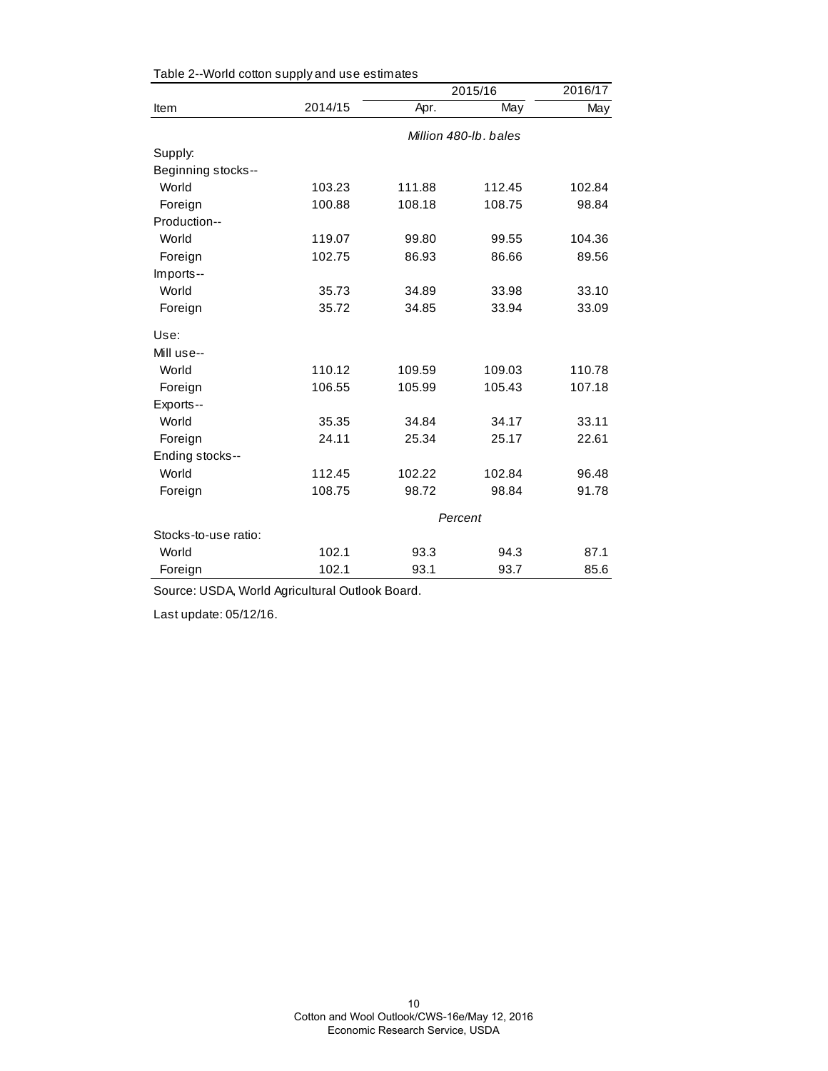Table 2--World cotton supply and use estimates

| Item | 2014/15 | 2015/16 | | 2016/17 |
|---|---|---|---|---|
| | | Apr. | May | May |
| | | Million 480-lb. bales | | |
| Supply: | | | | |
| Beginning stocks-- | | | | |
| World | 103.23 | 111.88 | 112.45 | 102.84 |
| Foreign | 100.88 | 108.18 | 108.75 | 98.84 |
| Production-- | | | | |
| World | 119.07 | 99.80 | 99.55 | 104.36 |
| Foreign | 102.75 | 86.93 | 86.66 | 89.56 |
| Imports-- | | | | |
| World | 35.73 | 34.89 | 33.98 | 33.10 |
| Foreign | 35.72 | 34.85 | 33.94 | 33.09 |
| Use: | | | | |
| Mill use-- | | | | |
| World | 110.12 | 109.59 | 109.03 | 110.78 |
| Foreign | 106.55 | 105.99 | 105.43 | 107.18 |
| Exports-- | | | | |
| World | 35.35 | 34.84 | 34.17 | 33.11 |
| Foreign | 24.11 | 25.34 | 25.17 | 22.61 |
| Ending stocks-- | | | | |
| World | 112.45 | 102.22 | 102.84 | 96.48 |
| Foreign | 108.75 | 98.72 | 98.84 | 91.78 |
| | | Percent | | |
| Stocks-to-use ratio: | | | | |
| World | 102.1 | 93.3 | 94.3 | 87.1 |
| Foreign | 102.1 | 93.1 | 93.7 | 85.6 |

Source: USDA, World Agricultural Outlook Board.

Last update: 05/12/16.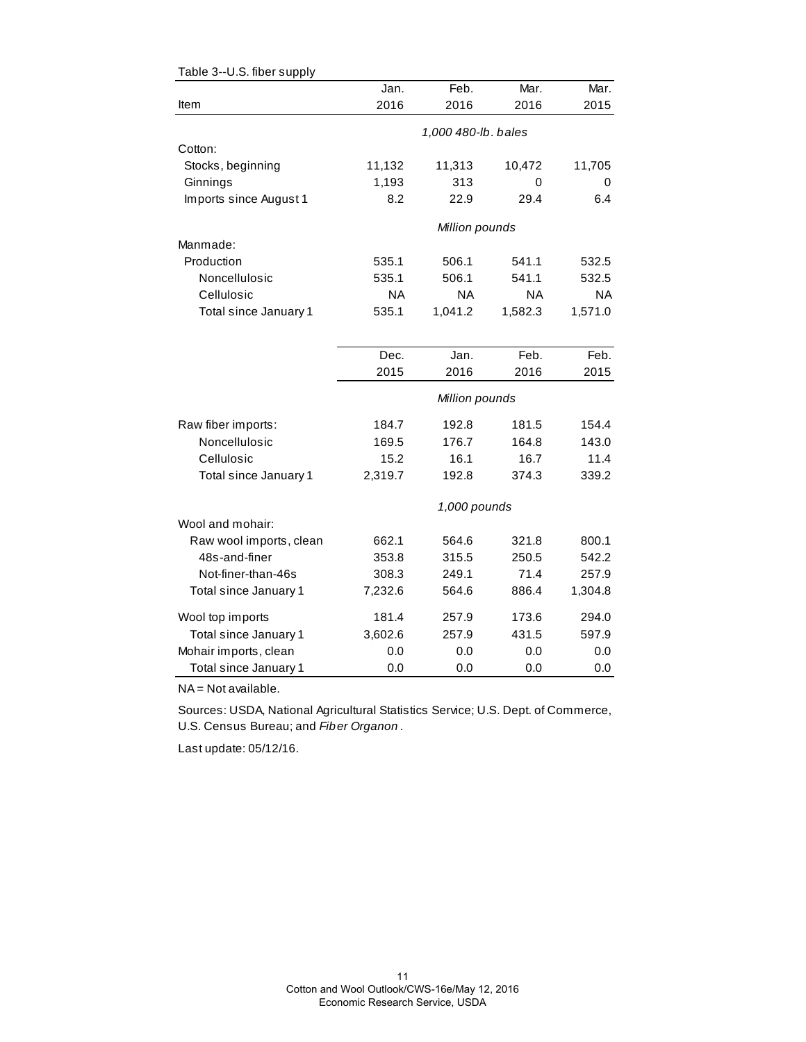Table 3--U.S. fiber supply

| Item | Jan. 2016 | Feb. 2016 | Mar. 2016 | Mar. 2015 |
|---|---|---|---|---|
| | *1,000 480-lb. bales* | | | |
| Cotton: | | | | |
| Stocks, beginning | 11,132 | 11,313 | 10,472 | 11,705 |
| Ginnings | 1,193 | 313 | 0 | 0 |
| Imports since August 1 | 8.2 | 22.9 | 29.4 | 6.4 |
| | *Million pounds* | | | |
| Manmade: | | | | |
| Production | 535.1 | 506.1 | 541.1 | 532.5 |
| Noncellulosic | 535.1 | 506.1 | 541.1 | 532.5 |
| Cellulosic | NA | NA | NA | NA |
| Total since January 1 | 535.1 | 1,041.2 | 1,582.3 | 1,571.0 |
| | **Dec. 2015** | **Jan. 2016** | **Feb. 2016** | **Feb. 2015** |
| | *Million pounds* | | | |
| Raw fiber imports: | 184.7 | 192.8 | 181.5 | 154.4 |
| Noncellulosic | 169.5 | 176.7 | 164.8 | 143.0 |
| Cellulosic | 15.2 | 16.1 | 16.7 | 11.4 |
| Total since January 1 | 2,319.7 | 192.8 | 374.3 | 339.2 |
| | *1,000 pounds* | | | |
| Wool and mohair: | | | | |
| Raw wool imports, clean | 662.1 | 564.6 | 321.8 | 800.1 |
| 48s-and-finer | 353.8 | 315.5 | 250.5 | 542.2 |
| Not-finer-than-46s | 308.3 | 249.1 | 71.4 | 257.9 |
| Total since January 1 | 7,232.6 | 564.6 | 886.4 | 1,304.8 |
| Wool top imports | 181.4 | 257.9 | 173.6 | 294.0 |
| Total since January 1 | 3,602.6 | 257.9 | 431.5 | 597.9 |
| Mohair imports, clean | 0.0 | 0.0 | 0.0 | 0.0 |
| Total since January 1 | 0.0 | 0.0 | 0.0 | 0.0 |

NA = Not available.

Sources: USDA, National Agricultural Statistics Service; U.S. Dept. of Commerce, U.S. Census Bureau; and *Fiber Organon*.

Last update: 05/12/16.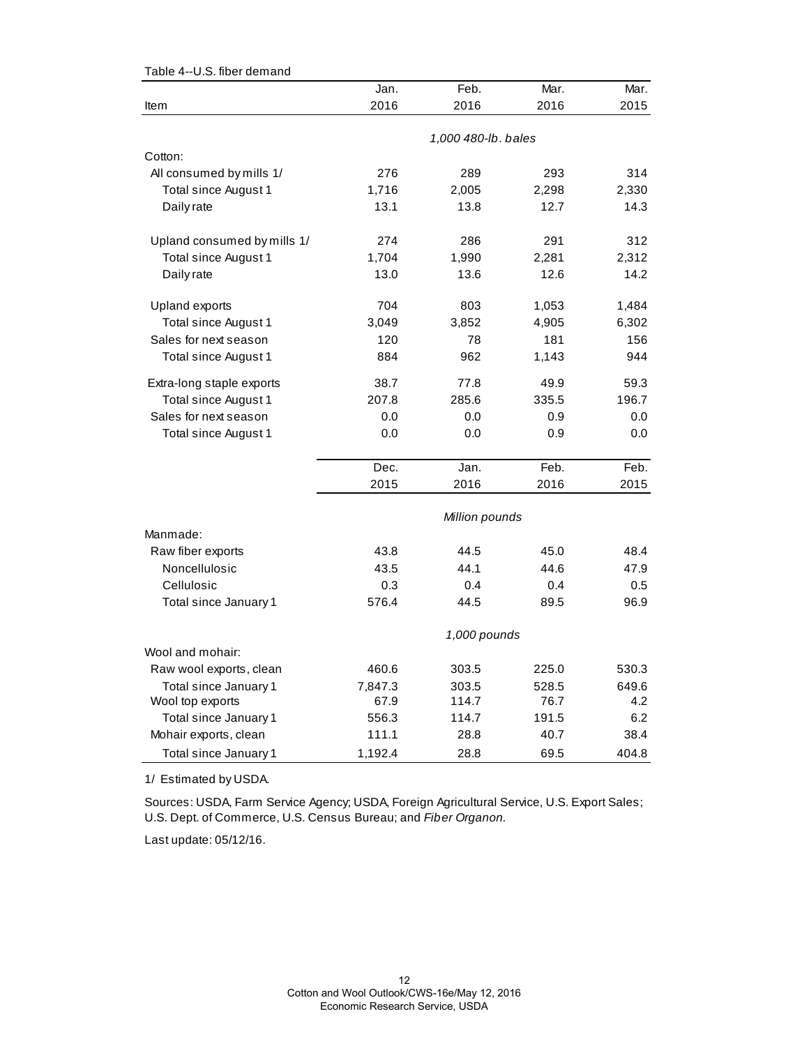Table 4--U.S. fiber demand

| Item | Jan. 2016 | Feb. 2016 | Mar. 2016 | Mar. 2015 |
|---|---|---|---|---|
| | *1,000 480-lb. bales* | | | |
| Cotton: | | | | |
| All consumed by mills 1/ | 276 | 289 | 293 | 314 |
| Total since August 1 | 1,716 | 2,005 | 2,298 | 2,330 |
| Daily rate | 13.1 | 13.8 | 12.7 | 14.3 |
| Upland consumed by mills 1/ | 274 | 286 | 291 | 312 |
| Total since August 1 | 1,704 | 1,990 | 2,281 | 2,312 |
| Daily rate | 13.0 | 13.6 | 12.6 | 14.2 |
| Upland exports | 704 | 803 | 1,053 | 1,484 |
| Total since August 1 | 3,049 | 3,852 | 4,905 | 6,302 |
| Sales for next season | 120 | 78 | 181 | 156 |
| Total since August 1 | 884 | 962 | 1,143 | 944 |
| Extra-long staple exports | 38.7 | 77.8 | 49.9 | 59.3 |
| Total since August 1 | 207.8 | 285.6 | 335.5 | 196.7 |
| Sales for next season | 0.0 | 0.0 | 0.9 | 0.0 |
| Total since August 1 | 0.0 | 0.0 | 0.9 | 0.0 |
| | **Dec. 2015** | **Jan. 2016** | **Feb. 2016** | **Feb. 2015** |
| | *Million pounds* | | | |
| Manmade: | | | | |
| Raw fiber exports | 43.8 | 44.5 | 45.0 | 48.4 |
| Noncellulosic | 43.5 | 44.1 | 44.6 | 47.9 |
| Cellulosic | 0.3 | 0.4 | 0.4 | 0.5 |
| Total since January 1 | 576.4 | 44.5 | 89.5 | 96.9 |
| | *1,000 pounds* | | | |
| Wool and mohair: | | | | |
| Raw wool exports, clean | 460.6 | 303.5 | 225.0 | 530.3 |
| Total since January 1 | 7,847.3 | 303.5 | 528.5 | 649.6 |
| Wool top exports | 67.9 | 114.7 | 76.7 | 4.2 |
| Total since January 1 | 556.3 | 114.7 | 191.5 | 6.2 |
| Mohair exports, clean | 111.1 | 28.8 | 40.7 | 38.4 |
| Total since January 1 | 1,192.4 | 28.8 | 69.5 | 404.8 |

1/ Estimated by USDA.

Sources: USDA, Farm Service Agency; USDA, Foreign Agricultural Service, U.S. Export Sales; U.S. Dept. of Commerce, U.S. Census Bureau; and *Fiber Organon.*

Last update: 05/12/16.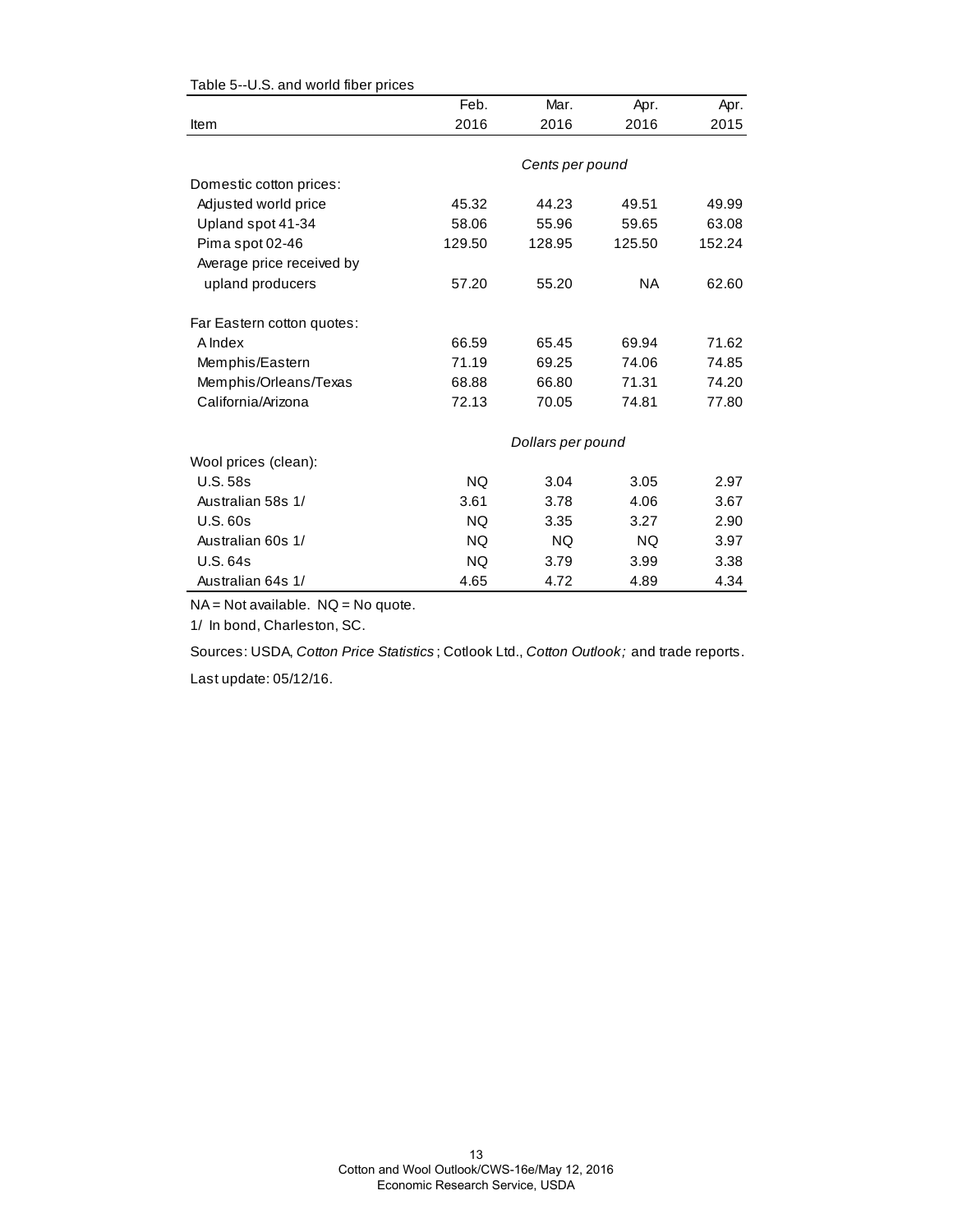Table 5--U.S. and world fiber prices

| Item | Feb. 2016 | Mar. 2016 | Apr. 2016 | Apr. 2015 |
|---|---|---|---|---|
| | *Cents per pound* | | | |
| Domestic cotton prices: | | | | |
| Adjusted world price | 45.32 | 44.23 | 49.51 | 49.99 |
| Upland spot 41-34 | 58.06 | 55.96 | 59.65 | 63.08 |
| Pima spot 02-46 | 129.50 | 128.95 | 125.50 | 152.24 |
| Average price received by upland producers | 57.20 | 55.20 | NA | 62.60 |
| Far Eastern cotton quotes: | | | | |
| A Index | 66.59 | 65.45 | 69.94 | 71.62 |
| Memphis/Eastern | 71.19 | 69.25 | 74.06 | 74.85 |
| Memphis/Orleans/Texas | 68.88 | 66.80 | 71.31 | 74.20 |
| California/Arizona | 72.13 | 70.05 | 74.81 | 77.80 |
| | *Dollars per pound* | | | |
| Wool prices (clean): | | | | |
| U.S. 58s | NQ | 3.04 | 3.05 | 2.97 |
| Australian 58s 1/ | 3.61 | 3.78 | 4.06 | 3.67 |
| U.S. 60s | NQ | 3.35 | 3.27 | 2.90 |
| Australian 60s 1/ | NQ | NQ | NQ | 3.97 |
| U.S. 64s | NQ | 3.79 | 3.99 | 3.38 |
| Australian 64s 1/ | 4.65 | 4.72 | 4.89 | 4.34 |

NA = Not available. NQ = No quote.

1/ In bond, Charleston, SC.

Sources: USDA, *Cotton Price Statistics*; Cotlook Ltd., *Cotton Outlook;* and trade reports.

Last update: 05/12/16.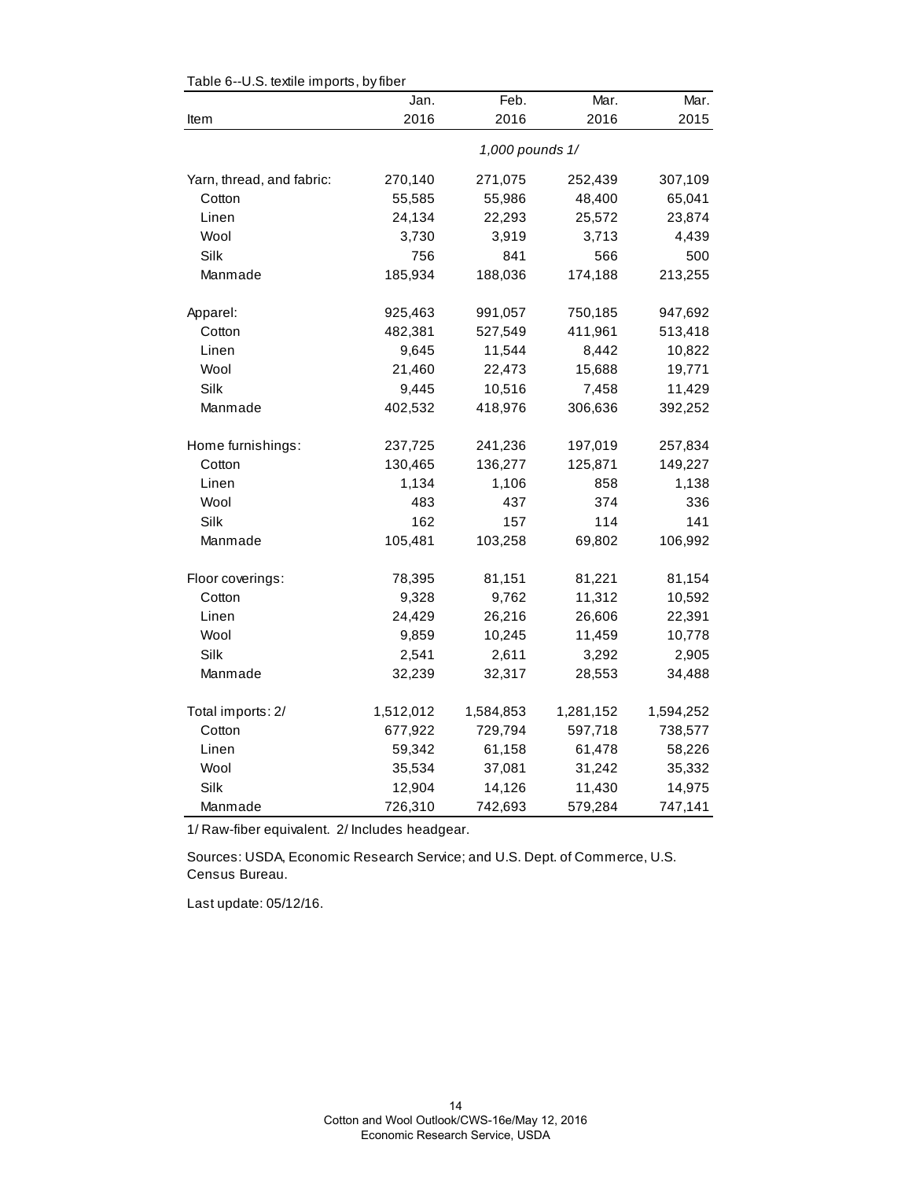Table 6--U.S. textile imports, by fiber

| Item | Jan. 2016 | Feb. 2016 | Mar. 2016 | Mar. 2015 |
|---|---|---|---|---|
| | *1,000 pounds 1/* | | | |
| Yarn, thread, and fabric: | 270,140 | 271,075 | 252,439 | 307,109 |
| Cotton | 55,585 | 55,986 | 48,400 | 65,041 |
| Linen | 24,134 | 22,293 | 25,572 | 23,874 |
| Wool | 3,730 | 3,919 | 3,713 | 4,439 |
| Silk | 756 | 841 | 566 | 500 |
| Manmade | 185,934 | 188,036 | 174,188 | 213,255 |
| Apparel: | 925,463 | 991,057 | 750,185 | 947,692 |
| Cotton | 482,381 | 527,549 | 411,961 | 513,418 |
| Linen | 9,645 | 11,544 | 8,442 | 10,822 |
| Wool | 21,460 | 22,473 | 15,688 | 19,771 |
| Silk | 9,445 | 10,516 | 7,458 | 11,429 |
| Manmade | 402,532 | 418,976 | 306,636 | 392,252 |
| Home furnishings: | 237,725 | 241,236 | 197,019 | 257,834 |
| Cotton | 130,465 | 136,277 | 125,871 | 149,227 |
| Linen | 1,134 | 1,106 | 858 | 1,138 |
| Wool | 483 | 437 | 374 | 336 |
| Silk | 162 | 157 | 114 | 141 |
| Manmade | 105,481 | 103,258 | 69,802 | 106,992 |
| Floor coverings: | 78,395 | 81,151 | 81,221 | 81,154 |
| Cotton | 9,328 | 9,762 | 11,312 | 10,592 |
| Linen | 24,429 | 26,216 | 26,606 | 22,391 |
| Wool | 9,859 | 10,245 | 11,459 | 10,778 |
| Silk | 2,541 | 2,611 | 3,292 | 2,905 |
| Manmade | 32,239 | 32,317 | 28,553 | 34,488 |
| Total imports: 2/ | 1,512,012 | 1,584,853 | 1,281,152 | 1,594,252 |
| Cotton | 677,922 | 729,794 | 597,718 | 738,577 |
| Linen | 59,342 | 61,158 | 61,478 | 58,226 |
| Wool | 35,534 | 37,081 | 31,242 | 35,332 |
| Silk | 12,904 | 14,126 | 11,430 | 14,975 |
| Manmade | 726,310 | 742,693 | 579,284 | 747,141 |

1/ Raw-fiber equivalent. 2/ Includes headgear.

Sources: USDA, Economic Research Service; and U.S. Dept. of Commerce, U.S. Census Bureau.

Last update: 05/12/16.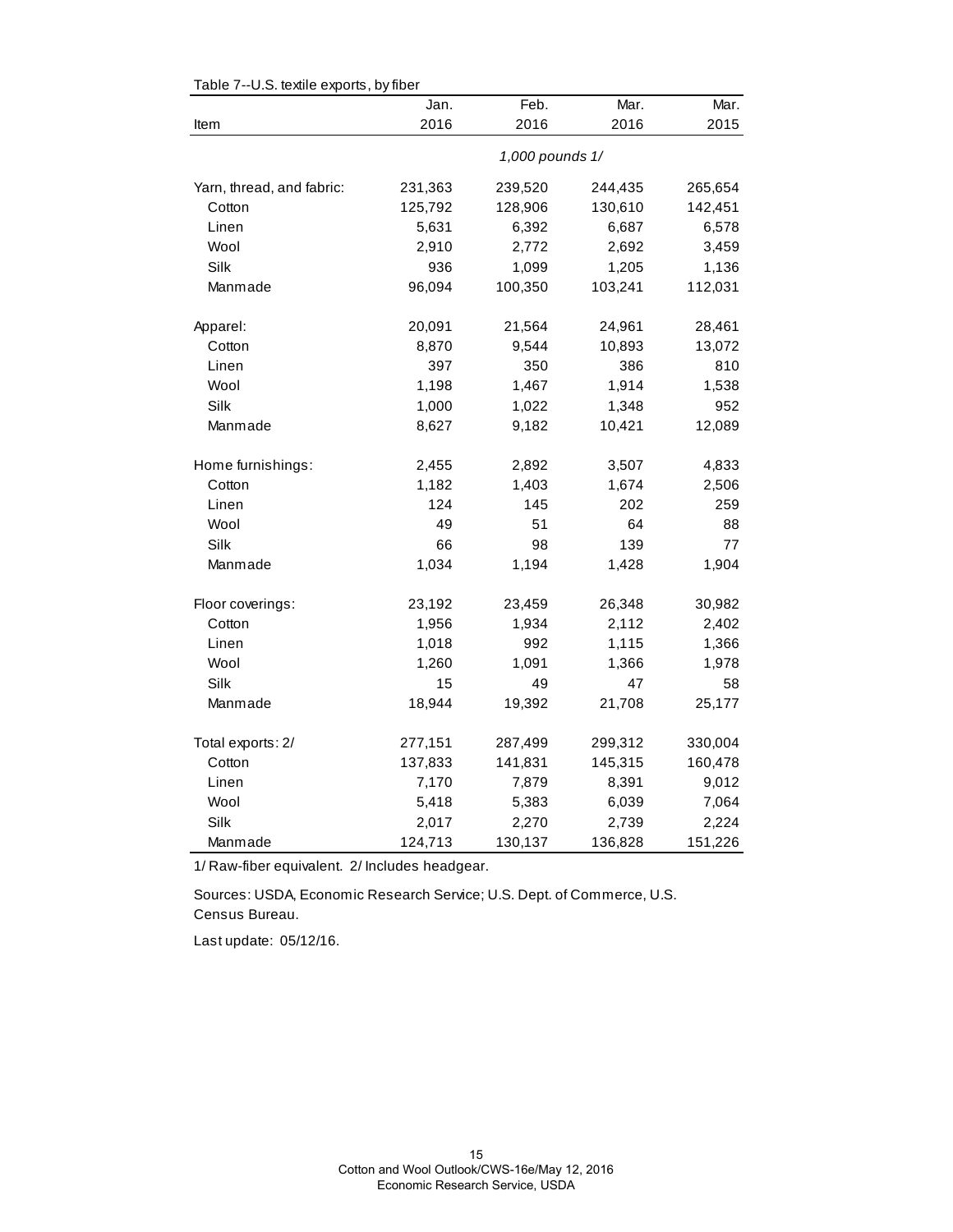Table 7--U.S. textile exports, by fiber

| Item | Jan. 2016 | Feb. 2016 | Mar. 2016 | Mar. 2015 |
|---|---|---|---|---|
| | *1,000 pounds 1/* | | | |
| Yarn, thread, and fabric: | 231,363 | 239,520 | 244,435 | 265,654 |
| Cotton | 125,792 | 128,906 | 130,610 | 142,451 |
| Linen | 5,631 | 6,392 | 6,687 | 6,578 |
| Wool | 2,910 | 2,772 | 2,692 | 3,459 |
| Silk | 936 | 1,099 | 1,205 | 1,136 |
| Manmade | 96,094 | 100,350 | 103,241 | 112,031 |
| Apparel: | 20,091 | 21,564 | 24,961 | 28,461 |
| Cotton | 8,870 | 9,544 | 10,893 | 13,072 |
| Linen | 397 | 350 | 386 | 810 |
| Wool | 1,198 | 1,467 | 1,914 | 1,538 |
| Silk | 1,000 | 1,022 | 1,348 | 952 |
| Manmade | 8,627 | 9,182 | 10,421 | 12,089 |
| Home furnishings: | 2,455 | 2,892 | 3,507 | 4,833 |
| Cotton | 1,182 | 1,403 | 1,674 | 2,506 |
| Linen | 124 | 145 | 202 | 259 |
| Wool | 49 | 51 | 64 | 88 |
| Silk | 66 | 98 | 139 | 77 |
| Manmade | 1,034 | 1,194 | 1,428 | 1,904 |
| Floor coverings: | 23,192 | 23,459 | 26,348 | 30,982 |
| Cotton | 1,956 | 1,934 | 2,112 | 2,402 |
| Linen | 1,018 | 992 | 1,115 | 1,366 |
| Wool | 1,260 | 1,091 | 1,366 | 1,978 |
| Silk | 15 | 49 | 47 | 58 |
| Manmade | 18,944 | 19,392 | 21,708 | 25,177 |
| Total exports: 2/ | 277,151 | 287,499 | 299,312 | 330,004 |
| Cotton | 137,833 | 141,831 | 145,315 | 160,478 |
| Linen | 7,170 | 7,879 | 8,391 | 9,012 |
| Wool | 5,418 | 5,383 | 6,039 | 7,064 |
| Silk | 2,017 | 2,270 | 2,739 | 2,224 |
| Manmade | 124,713 | 130,137 | 136,828 | 151,226 |

1/ Raw-fiber equivalent. 2/ Includes headgear.

Sources: USDA, Economic Research Service; U.S. Dept. of Commerce, U.S. Census Bureau.

Last update: 05/12/16.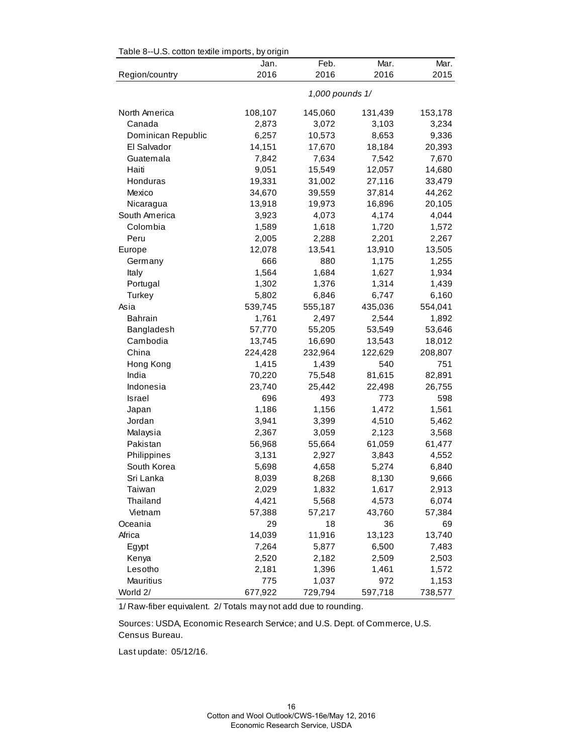Table 8--U.S. cotton textile imports, by origin

| Region/country | Jan. 2016 | Feb. 2016 | Mar. 2016 | Mar. 2015 |
|---|---|---|---|---|
| | | *1,000 pounds 1/* | | |
| North America | 108,107 | 145,060 | 131,439 | 153,178 |
| Canada | 2,873 | 3,072 | 3,103 | 3,234 |
| Dominican Republic | 6,257 | 10,573 | 8,653 | 9,336 |
| El Salvador | 14,151 | 17,670 | 18,184 | 20,393 |
| Guatemala | 7,842 | 7,634 | 7,542 | 7,670 |
| Haiti | 9,051 | 15,549 | 12,057 | 14,680 |
| Honduras | 19,331 | 31,002 | 27,116 | 33,479 |
| Mexico | 34,670 | 39,559 | 37,814 | 44,262 |
| Nicaragua | 13,918 | 19,973 | 16,896 | 20,105 |
| South America | 3,923 | 4,073 | 4,174 | 4,044 |
| Colombia | 1,589 | 1,618 | 1,720 | 1,572 |
| Peru | 2,005 | 2,288 | 2,201 | 2,267 |
| Europe | 12,078 | 13,541 | 13,910 | 13,505 |
| Germany | 666 | 880 | 1,175 | 1,255 |
| Italy | 1,564 | 1,684 | 1,627 | 1,934 |
| Portugal | 1,302 | 1,376 | 1,314 | 1,439 |
| Turkey | 5,802 | 6,846 | 6,747 | 6,160 |
| Asia | 539,745 | 555,187 | 435,036 | 554,041 |
| Bahrain | 1,761 | 2,497 | 2,544 | 1,892 |
| Bangladesh | 57,770 | 55,205 | 53,549 | 53,646 |
| Cambodia | 13,745 | 16,690 | 13,543 | 18,012 |
| China | 224,428 | 232,964 | 122,629 | 208,807 |
| Hong Kong | 1,415 | 1,439 | 540 | 751 |
| India | 70,220 | 75,548 | 81,615 | 82,891 |
| Indonesia | 23,740 | 25,442 | 22,498 | 26,755 |
| Israel | 696 | 493 | 773 | 598 |
| Japan | 1,186 | 1,156 | 1,472 | 1,561 |
| Jordan | 3,941 | 3,399 | 4,510 | 5,462 |
| Malaysia | 2,367 | 3,059 | 2,123 | 3,568 |
| Pakistan | 56,968 | 55,664 | 61,059 | 61,477 |
| Philippines | 3,131 | 2,927 | 3,843 | 4,552 |
| South Korea | 5,698 | 4,658 | 5,274 | 6,840 |
| Sri Lanka | 8,039 | 8,268 | 8,130 | 9,666 |
| Taiwan | 2,029 | 1,832 | 1,617 | 2,913 |
| Thailand | 4,421 | 5,568 | 4,573 | 6,074 |
| Vietnam | 57,388 | 57,217 | 43,760 | 57,384 |
| Oceania | 29 | 18 | 36 | 69 |
| Africa | 14,039 | 11,916 | 13,123 | 13,740 |
| Egypt | 7,264 | 5,877 | 6,500 | 7,483 |
| Kenya | 2,520 | 2,182 | 2,509 | 2,503 |
| Lesotho | 2,181 | 1,396 | 1,461 | 1,572 |
| Mauritius | 775 | 1,037 | 972 | 1,153 |
| World 2/ | 677,922 | 729,794 | 597,718 | 738,577 |

1/ Raw-fiber equivalent. 2/ Totals may not add due to rounding.

Sources: USDA, Economic Research Service; and U.S. Dept. of Commerce, U.S. Census Bureau.

Last update: 05/12/16.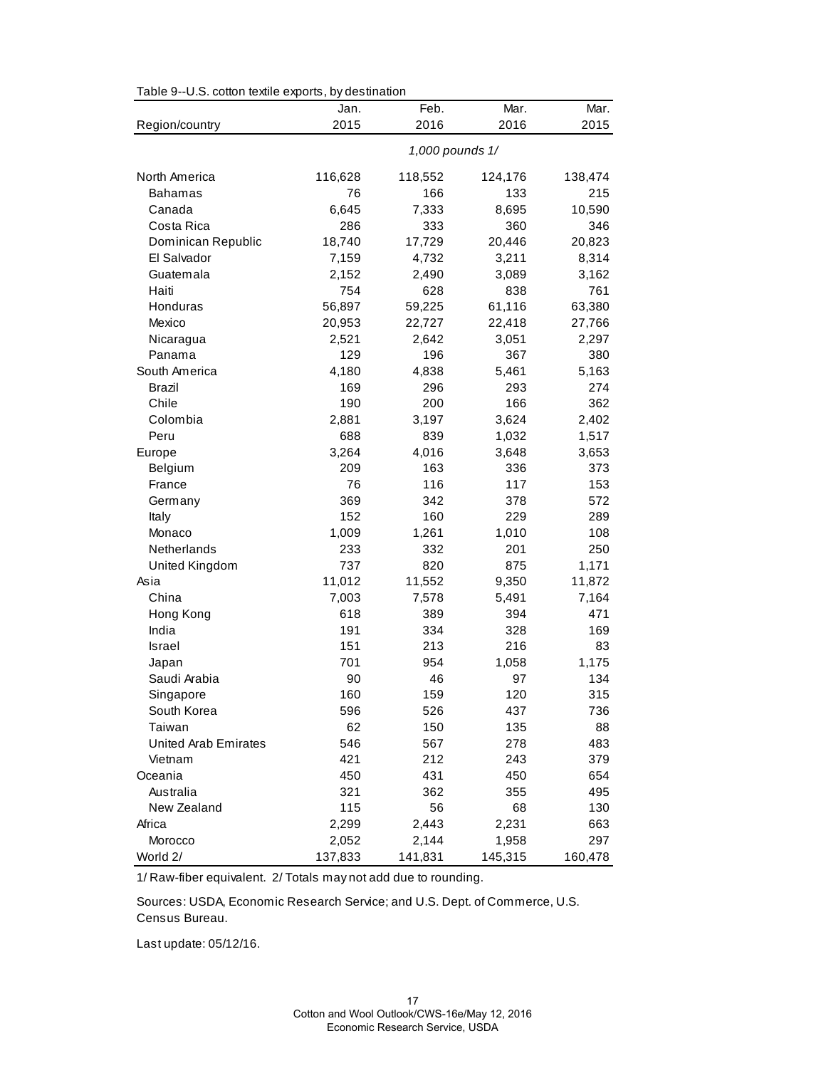Table 9--U.S. cotton textile exports, by destination

| Region/country | Jan. 2015 | Feb. 2016 | Mar. 2016 | Mar. 2015 |
|---|---|---|---|---|
| | *1,000 pounds 1/* | | | |
| North America | 116,628 | 118,552 | 124,176 | 138,474 |
| Bahamas | 76 | 166 | 133 | 215 |
| Canada | 6,645 | 7,333 | 8,695 | 10,590 |
| Costa Rica | 286 | 333 | 360 | 346 |
| Dominican Republic | 18,740 | 17,729 | 20,446 | 20,823 |
| El Salvador | 7,159 | 4,732 | 3,211 | 8,314 |
| Guatemala | 2,152 | 2,490 | 3,089 | 3,162 |
| Haiti | 754 | 628 | 838 | 761 |
| Honduras | 56,897 | 59,225 | 61,116 | 63,380 |
| Mexico | 20,953 | 22,727 | 22,418 | 27,766 |
| Nicaragua | 2,521 | 2,642 | 3,051 | 2,297 |
| Panama | 129 | 196 | 367 | 380 |
| South America | 4,180 | 4,838 | 5,461 | 5,163 |
| Brazil | 169 | 296 | 293 | 274 |
| Chile | 190 | 200 | 166 | 362 |
| Colombia | 2,881 | 3,197 | 3,624 | 2,402 |
| Peru | 688 | 839 | 1,032 | 1,517 |
| Europe | 3,264 | 4,016 | 3,648 | 3,653 |
| Belgium | 209 | 163 | 336 | 373 |
| France | 76 | 116 | 117 | 153 |
| Germany | 369 | 342 | 378 | 572 |
| Italy | 152 | 160 | 229 | 289 |
| Monaco | 1,009 | 1,261 | 1,010 | 108 |
| Netherlands | 233 | 332 | 201 | 250 |
| United Kingdom | 737 | 820 | 875 | 1,171 |
| Asia | 11,012 | 11,552 | 9,350 | 11,872 |
| China | 7,003 | 7,578 | 5,491 | 7,164 |
| Hong Kong | 618 | 389 | 394 | 471 |
| India | 191 | 334 | 328 | 169 |
| Israel | 151 | 213 | 216 | 83 |
| Japan | 701 | 954 | 1,058 | 1,175 |
| Saudi Arabia | 90 | 46 | 97 | 134 |
| Singapore | 160 | 159 | 120 | 315 |
| South Korea | 596 | 526 | 437 | 736 |
| Taiwan | 62 | 150 | 135 | 88 |
| United Arab Emirates | 546 | 567 | 278 | 483 |
| Vietnam | 421 | 212 | 243 | 379 |
| Oceania | 450 | 431 | 450 | 654 |
| Australia | 321 | 362 | 355 | 495 |
| New Zealand | 115 | 56 | 68 | 130 |
| Africa | 2,299 | 2,443 | 2,231 | 663 |
| Morocco | 2,052 | 2,144 | 1,958 | 297 |
| World 2/ | 137,833 | 141,831 | 145,315 | 160,478 |

1/ Raw-fiber equivalent. 2/ Totals may not add due to rounding.

Sources: USDA, Economic Research Service; and U.S. Dept. of Commerce, U.S. Census Bureau.

Last update: 05/12/16.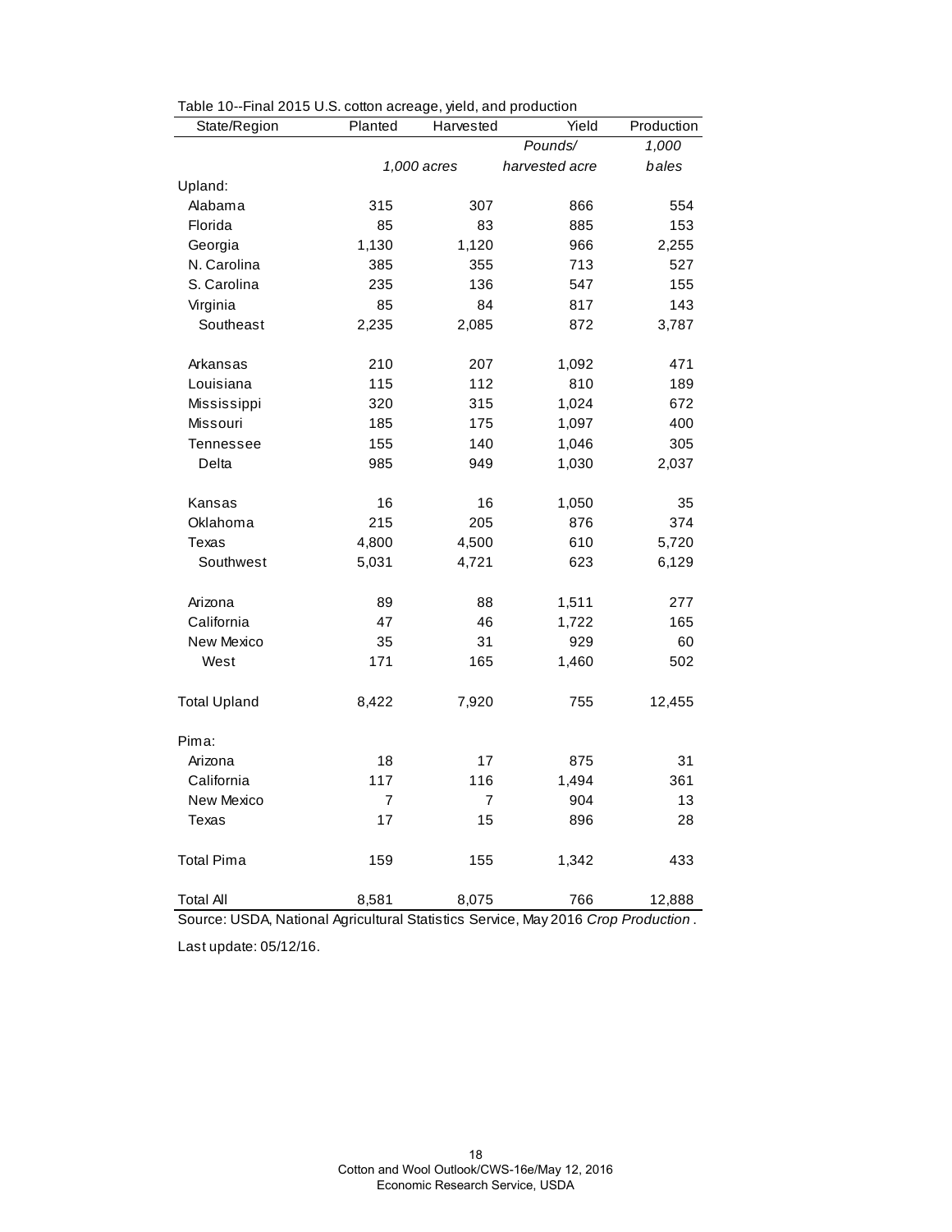Table 10--Final 2015 U.S. cotton acreage, yield, and production

| State/Region | Planted | Harvested | Yield | Production |
|---|---|---|---|---|
| | | | *Pounds/* | *1,000* |
| | *1,000 acres* | | *harvested acre* | *bales* |
| Upland: | | | | |
| Alabama | 315 | 307 | 866 | 554 |
| Florida | 85 | 83 | 885 | 153 |
| Georgia | 1,130 | 1,120 | 966 | 2,255 |
| N. Carolina | 385 | 355 | 713 | 527 |
| S. Carolina | 235 | 136 | 547 | 155 |
| Virginia | 85 | 84 | 817 | 143 |
| Southeast | 2,235 | 2,085 | 872 | 3,787 |
| | | | | |
| Arkansas | 210 | 207 | 1,092 | 471 |
| Louisiana | 115 | 112 | 810 | 189 |
| Mississippi | 320 | 315 | 1,024 | 672 |
| Missouri | 185 | 175 | 1,097 | 400 |
| Tennessee | 155 | 140 | 1,046 | 305 |
| Delta | 985 | 949 | 1,030 | 2,037 |
| | | | | |
| Kansas | 16 | 16 | 1,050 | 35 |
| Oklahoma | 215 | 205 | 876 | 374 |
| Texas | 4,800 | 4,500 | 610 | 5,720 |
| Southwest | 5,031 | 4,721 | 623 | 6,129 |
| | | | | |
| Arizona | 89 | 88 | 1,511 | 277 |
| California | 47 | 46 | 1,722 | 165 |
| New Mexico | 35 | 31 | 929 | 60 |
| West | 171 | 165 | 1,460 | 502 |
| | | | | |
| Total Upland | 8,422 | 7,920 | 755 | 12,455 |
| | | | | |
| Pima: | | | | |
| Arizona | 18 | 17 | 875 | 31 |
| California | 117 | 116 | 1,494 | 361 |
| New Mexico | 7 | 7 | 904 | 13 |
| Texas | 17 | 15 | 896 | 28 |
| | | | | |
| Total Pima | 159 | 155 | 1,342 | 433 |
| | | | | |
| Total All | 8,581 | 8,075 | 766 | 12,888 |

Source: USDA, National Agricultural Statistics Service, May 2016 *Crop Production*.

Last update: 05/12/16.

Cotton and Wool Outlook/CWS-16e/May 12, 2016
Economic Research Service, USDA